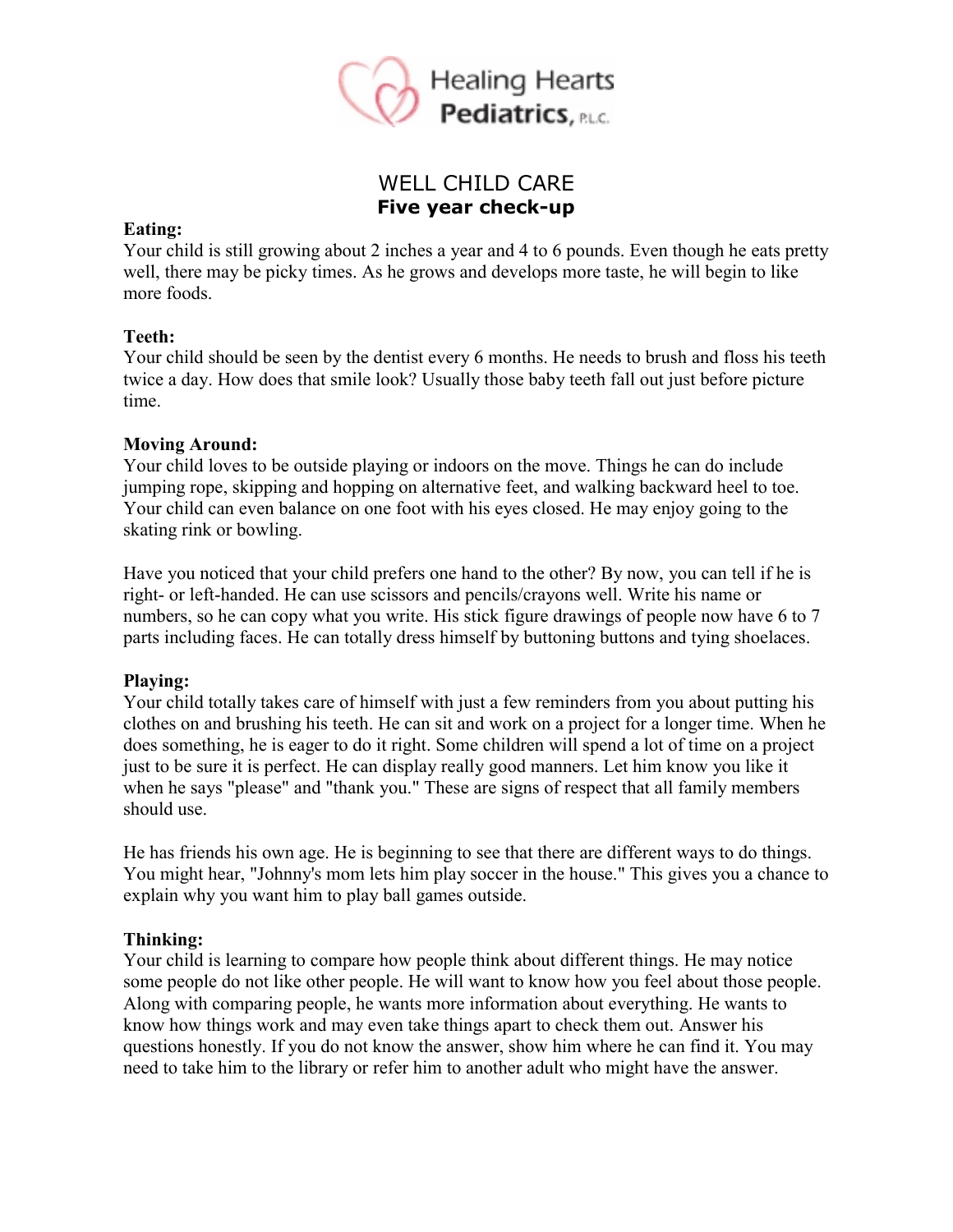Healing Hearts Pediatrics, P.L.C.

# WELL CHILD CARE
## Five year check-up

**Eating:**
Your child is still growing about 2 inches a year and 4 to 6 pounds. Even though he eats pretty well, there may be picky times. As he grows and develops more taste, he will begin to like more foods.

**Teeth:**
Your child should be seen by the dentist every 6 months. He needs to brush and floss his teeth twice a day. How does that smile look? Usually those baby teeth fall out just before picture time.

**Moving Around:**
Your child loves to be outside playing or indoors on the move. Things he can do include jumping rope, skipping and hopping on alternative feet, and walking backward heel to toe. Your child can even balance on one foot with his eyes closed. He may enjoy going to the skating rink or bowling.

Have you noticed that your child prefers one hand to the other? By now, you can tell if he is right- or left-handed. He can use scissors and pencils/crayons well. Write his name or numbers, so he can copy what you write. His stick figure drawings of people now have 6 to 7 parts including faces. He can totally dress himself by buttoning buttons and tying shoelaces.

**Playing:**
Your child totally takes care of himself with just a few reminders from you about putting his clothes on and brushing his teeth. He can sit and work on a project for a longer time. When he does something, he is eager to do it right. Some children will spend a lot of time on a project just to be sure it is perfect. He can display really good manners. Let him know you like it when he says "please" and "thank you." These are signs of respect that all family members should use.

He has friends his own age. He is beginning to see that there are different ways to do things. You might hear, "Johnny's mom lets him play soccer in the house." This gives you a chance to explain why you want him to play ball games outside.

**Thinking:**
Your child is learning to compare how people think about different things. He may notice some people do not like other people. He will want to know how you feel about those people. Along with comparing people, he wants more information about everything. He wants to know how things work and may even take things apart to check them out. Answer his questions honestly. If you do not know the answer, show him where he can find it. You may need to take him to the library or refer him to another adult who might have the answer.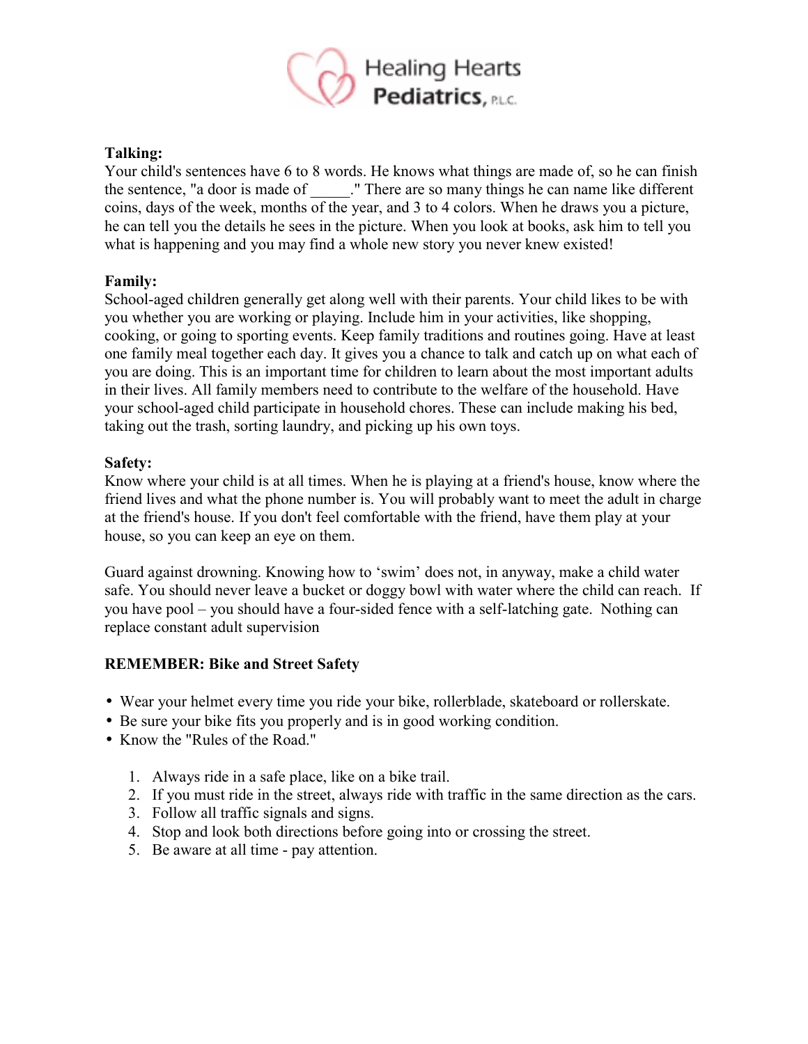**Talking:**

Your child's sentences have 6 to 8 words. He knows what things are made of, so he can finish the sentence, "a door is made of _____." There are so many things he can name like different coins, days of the week, months of the year, and 3 to 4 colors. When he draws you a picture, he can tell you the details he sees in the picture. When you look at books, ask him to tell you what is happening and you may find a whole new story you never knew existed!

**Family:**

School-aged children generally get along well with their parents. Your child likes to be with you whether you are working or playing. Include him in your activities, like shopping, cooking, or going to sporting events. Keep family traditions and routines going. Have at least one family meal together each day. It gives you a chance to talk and catch up on what each of you are doing. This is an important time for children to learn about the most important adults in their lives. All family members need to contribute to the welfare of the household. Have your school-aged child participate in household chores. These can include making his bed, taking out the trash, sorting laundry, and picking up his own toys.

**Safety:**

Know where your child is at all times. When he is playing at a friend's house, know where the friend lives and what the phone number is. You will probably want to meet the adult in charge at the friend's house. If you don't feel comfortable with the friend, have them play at your house, so you can keep an eye on them.

Guard against drowning. Knowing how to 'swim' does not, in anyway, make a child water safe. You should never leave a bucket or doggy bowl with water where the child can reach. If you have pool – you should have a four-sided fence with a self-latching gate. Nothing can replace constant adult supervision

**REMEMBER: Bike and Street Safety**

- Wear your helmet every time you ride your bike, rollerblade, skateboard or rollerskate.
- Be sure your bike fits you properly and is in good working condition.
- Know the "Rules of the Road."

1. Always ride in a safe place, like on a bike trail.
2. If you must ride in the street, always ride with traffic in the same direction as the cars.
3. Follow all traffic signals and signs.
4. Stop and look both directions before going into or crossing the street.
5. Be aware at all time - pay attention.